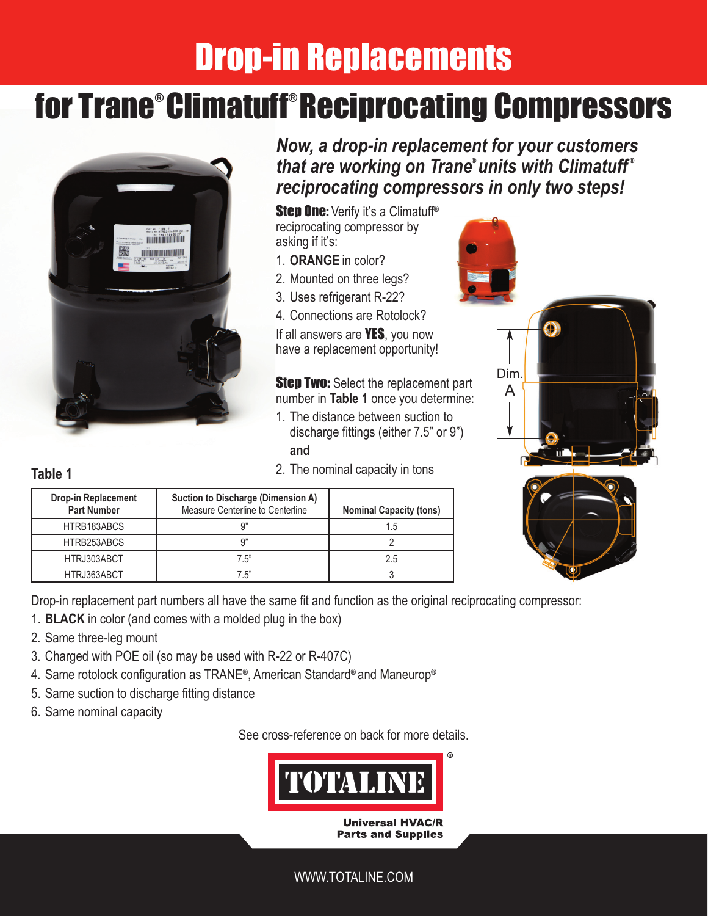# Drop-in Replacements

# for Trane® Climatuff® Reciprocating Compressors

***Now, a drop-in replacement for your customers that are working on Trane® units with Climatuff® reciprocating compressors in only two steps!***

**Step One:** Verify it's a Climatuff® reciprocating compressor by asking if it's:

1. **ORANGE** in color?
2. Mounted on three legs?
3. Uses refrigerant R-22?
4. Connections are Rotolock?

If all answers are **YES**, you now have a replacement opportunity!

**Step Two:** Select the replacement part number in **Table 1** once you determine:

1. The distance between suction to discharge fittings (either 7.5" or 9")
   **and**
2. The nominal capacity in tons

Dim. A

**Table 1**

| Drop-in Replacement Part Number | Suction to Discharge (Dimension A) Measure Centerline to Centerline | Nominal Capacity (tons) |
|---|---|---|
| HTRB183ABCS | 9" | 1.5 |
| HTRB253ABCS | 9" | 2 |
| HTRJ303ABCT | 7.5" | 2.5 |
| HTRJ363ABCT | 7.5" | 3 |

Drop-in replacement part numbers all have the same fit and function as the original reciprocating compressor:

1. **BLACK** in color (and comes with a molded plug in the box)
2. Same three-leg mount
3. Charged with POE oil (so may be used with R-22 or R-407C)
4. Same rotolock configuration as TRANE®, American Standard® and Maneurop®
5. Same suction to discharge fitting distance
6. Same nominal capacity

See cross-reference on back for more details.

TOTALINE®

Universal HVAC/R Parts and Supplies

WWW.TOTALINE.COM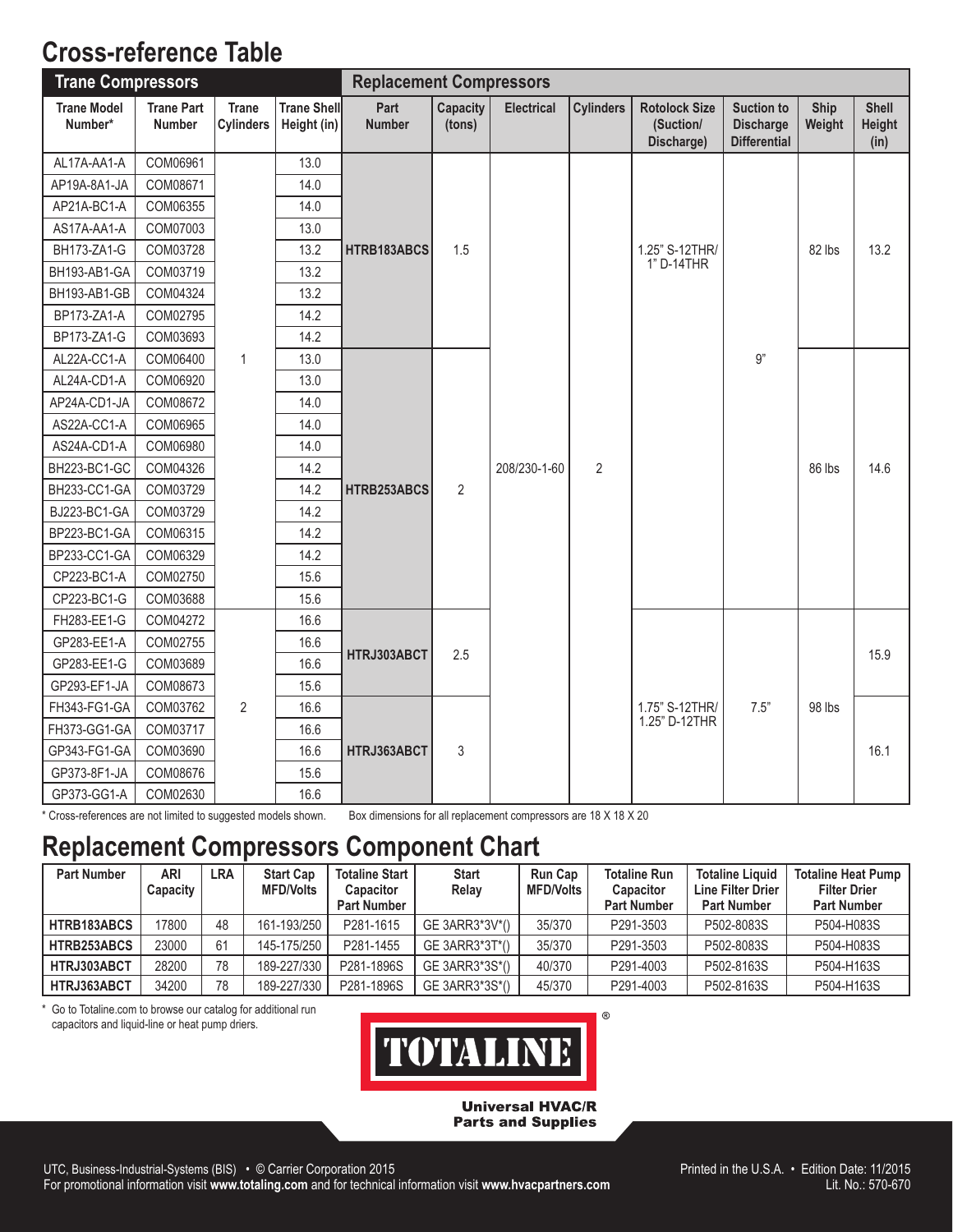# Cross-reference Table

| Trane Compressors | | | | Replacement Compressors | | | | | | | |
|---|---|---|---|---|---|---|---|---|---|---|---|
| Trane Model Number* | Trane Part Number | Trane Cylinders | Trane Shell Height (in) | Part Number | Capacity (tons) | Electrical | Cylinders | Rotolock Size (Suction/ Discharge) | Suction to Discharge Differential | Ship Weight | Shell Height (in) |
| AL17A-AA1-A | COM06961 | 1 | 13.0 | HTRB183ABCS | 1.5 | 208/230-1-60 | 2 | 1.25" S-12THR/ 1" D-14THR | 9" | 82 lbs | 13.2 |
| AP19A-8A1-JA | COM08671 | 1 | 14.0 | HTRB183ABCS | 1.5 | 208/230-1-60 | 2 | 1.25" S-12THR/ 1" D-14THR | 9" | 82 lbs | 13.2 |
| AP21A-BC1-A | COM06355 | 1 | 14.0 | HTRB183ABCS | 1.5 | 208/230-1-60 | 2 | 1.25" S-12THR/ 1" D-14THR | 9" | 82 lbs | 13.2 |
| AS17A-AA1-A | COM07003 | 1 | 13.0 | HTRB183ABCS | 1.5 | 208/230-1-60 | 2 | 1.25" S-12THR/ 1" D-14THR | 9" | 82 lbs | 13.2 |
| BH173-ZA1-G | COM03728 | 1 | 13.2 | HTRB183ABCS | 1.5 | 208/230-1-60 | 2 | 1.25" S-12THR/ 1" D-14THR | 9" | 82 lbs | 13.2 |
| BH193-AB1-GA | COM03719 | 1 | 13.2 | HTRB183ABCS | 1.5 | 208/230-1-60 | 2 | 1.25" S-12THR/ 1" D-14THR | 9" | 82 lbs | 13.2 |
| BH193-AB1-GB | COM04324 | 1 | 13.2 | HTRB183ABCS | 1.5 | 208/230-1-60 | 2 | 1.25" S-12THR/ 1" D-14THR | 9" | 82 lbs | 13.2 |
| BP173-ZA1-A | COM02795 | 1 | 14.2 | HTRB183ABCS | 1.5 | 208/230-1-60 | 2 | 1.25" S-12THR/ 1" D-14THR | 9" | 82 lbs | 13.2 |
| BP173-ZA1-G | COM03693 | 1 | 14.2 | HTRB183ABCS | 1.5 | 208/230-1-60 | 2 | 1.25" S-12THR/ 1" D-14THR | 9" | 82 lbs | 13.2 |
| AL22A-CC1-A | COM06400 | 1 | 13.0 | HTRB253ABCS | 2 | 208/230-1-60 | 2 | 1.25" S-12THR/ 1" D-14THR | 9" | 86 lbs | 14.6 |
| AL24A-CD1-A | COM06920 | 1 | 13.0 | HTRB253ABCS | 2 | 208/230-1-60 | 2 | 1.25" S-12THR/ 1" D-14THR | 9" | 86 lbs | 14.6 |
| AP24A-CD1-JA | COM08672 | 1 | 14.0 | HTRB253ABCS | 2 | 208/230-1-60 | 2 | 1.25" S-12THR/ 1" D-14THR | 9" | 86 lbs | 14.6 |
| AS22A-CC1-A | COM06965 | 1 | 14.0 | HTRB253ABCS | 2 | 208/230-1-60 | 2 | 1.25" S-12THR/ 1" D-14THR | 9" | 86 lbs | 14.6 |
| AS24A-CD1-A | COM06980 | 1 | 14.0 | HTRB253ABCS | 2 | 208/230-1-60 | 2 | 1.25" S-12THR/ 1" D-14THR | 9" | 86 lbs | 14.6 |
| BH223-BC1-GC | COM04326 | 1 | 14.2 | HTRB253ABCS | 2 | 208/230-1-60 | 2 | 1.25" S-12THR/ 1" D-14THR | 9" | 86 lbs | 14.6 |
| BH233-CC1-GA | COM03729 | 1 | 14.2 | HTRB253ABCS | 2 | 208/230-1-60 | 2 | 1.25" S-12THR/ 1" D-14THR | 9" | 86 lbs | 14.6 |
| BJ223-BC1-GA | COM03729 | 1 | 14.2 | HTRB253ABCS | 2 | 208/230-1-60 | 2 | 1.25" S-12THR/ 1" D-14THR | 9" | 86 lbs | 14.6 |
| BP223-BC1-GA | COM06315 | 1 | 14.2 | HTRB253ABCS | 2 | 208/230-1-60 | 2 | 1.25" S-12THR/ 1" D-14THR | 9" | 86 lbs | 14.6 |
| BP233-CC1-GA | COM06329 | 1 | 14.2 | HTRB253ABCS | 2 | 208/230-1-60 | 2 | 1.25" S-12THR/ 1" D-14THR | 9" | 86 lbs | 14.6 |
| CP223-BC1-A | COM02750 | 1 | 15.6 | HTRB253ABCS | 2 | 208/230-1-60 | 2 | 1.25" S-12THR/ 1" D-14THR | 9" | 86 lbs | 14.6 |
| CP223-BC1-G | COM03688 | 1 | 15.6 | HTRB253ABCS | 2 | 208/230-1-60 | 2 | 1.25" S-12THR/ 1" D-14THR | 9" | 86 lbs | 14.6 |
| FH283-EE1-G | COM04272 | 2 | 16.6 | HTRJ303ABCT | 2.5 | 208/230-1-60 | 2 | 1.75" S-12THR/ 1.25" D-12THR | 7.5" | 98 lbs | 15.9 |
| GP283-EE1-A | COM02755 | 2 | 16.6 | HTRJ303ABCT | 2.5 | 208/230-1-60 | 2 | 1.75" S-12THR/ 1.25" D-12THR | 7.5" | 98 lbs | 15.9 |
| GP283-EE1-G | COM03689 | 2 | 16.6 | HTRJ303ABCT | 2.5 | 208/230-1-60 | 2 | 1.75" S-12THR/ 1.25" D-12THR | 7.5" | 98 lbs | 15.9 |
| GP293-EF1-JA | COM08673 | 2 | 15.6 | HTRJ303ABCT | 2.5 | 208/230-1-60 | 2 | 1.75" S-12THR/ 1.25" D-12THR | 7.5" | 98 lbs | 15.9 |
| FH343-FG1-GA | COM03762 | 2 | 16.6 | HTRJ363ABCT | 3 | 208/230-1-60 | 2 | 1.75" S-12THR/ 1.25" D-12THR | 7.5" | 98 lbs | 16.1 |
| FH373-GG1-GA | COM03717 | 2 | 16.6 | HTRJ363ABCT | 3 | 208/230-1-60 | 2 | 1.75" S-12THR/ 1.25" D-12THR | 7.5" | 98 lbs | 16.1 |
| GP343-FG1-GA | COM03690 | 2 | 16.6 | HTRJ363ABCT | 3 | 208/230-1-60 | 2 | 1.75" S-12THR/ 1.25" D-12THR | 7.5" | 98 lbs | 16.1 |
| GP373-8F1-JA | COM08676 | 2 | 15.6 | HTRJ363ABCT | 3 | 208/230-1-60 | 2 | 1.75" S-12THR/ 1.25" D-12THR | 7.5" | 98 lbs | 16.1 |
| GP373-GG1-A | COM02630 | 2 | 16.6 | HTRJ363ABCT | 3 | 208/230-1-60 | 2 | 1.75" S-12THR/ 1.25" D-12THR | 7.5" | 98 lbs | 16.1 |

\* Cross-references are not limited to suggested models shown. Box dimensions for all replacement compressors are 18 X 18 X 20

# Replacement Compressors Component Chart

| Part Number | ARI Capacity | LRA | Start Cap MFD/Volts | Totaline Start Capacitor Part Number | Start Relay | Run Cap MFD/Volts | Totaline Run Capacitor Part Number | Totaline Liquid Line Filter Drier Part Number | Totaline Heat Pump Filter Drier Part Number |
|---|---|---|---|---|---|---|---|---|---|
| **HTRB183ABCS** | 17800 | 48 | 161-193/250 | P281-1615 | GE 3ARR3*3V*() | 35/370 | P291-3503 | P502-8083S | P504-H083S |
| **HTRB253ABCS** | 23000 | 61 | 145-175/250 | P281-1455 | GE 3ARR3*3T*() | 35/370 | P291-3503 | P502-8083S | P504-H083S |
| **HTRJ303ABCT** | 28200 | 78 | 189-227/330 | P281-1896S | GE 3ARR3*3S*() | 40/370 | P291-4003 | P502-8163S | P504-H163S |
| **HTRJ363ABCT** | 34200 | 78 | 189-227/330 | P281-1896S | GE 3ARR3*3S*() | 45/370 | P291-4003 | P502-8163S | P504-H163S |

\* Go to Totaline.com to browse our catalog for additional run capacitors and liquid-line or heat pump driers.

TOTALINE®

Universal HVAC/R Parts and Supplies

UTC, Business-Industrial-Systems (BIS) • © Carrier Corporation 2015
For promotional information visit **www.totaling.com** and for technical information visit **www.hvacpartners.com**

Printed in the U.S.A. • Edition Date: 11/2015
Lit. No.: 570-670